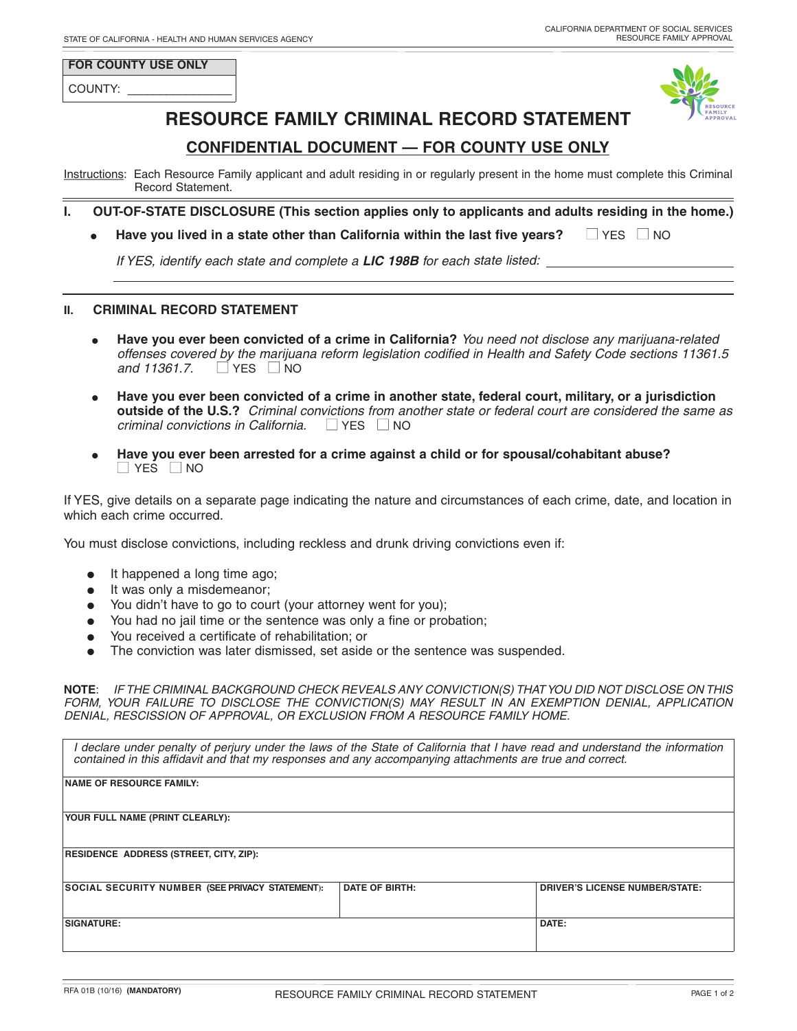STATE OF CALIFORNIA - HEALTH AND HUMAN SERVICES AGENCY

CALIFORNIA DEPARTMENT OF SOCIAL SERVICES
RESOURCE FAMILY APPROVAL

| FOR COUNTY USE ONLY |
|---|
| COUNTY: _______________ |

# RESOURCE FAMILY CRIMINAL RECORD STATEMENT

## CONFIDENTIAL DOCUMENT — FOR COUNTY USE ONLY

Instructions: Each Resource Family applicant and adult residing in or regularly present in the home must complete this Criminal Record Statement.

### I. OUT-OF-STATE DISCLOSURE (This section applies only to applicants and adults residing in the home.)

- **Have you lived in a state other than California within the last five years?** ☐ YES ☐ NO

  *If YES, identify each state and complete a **LIC 198B** for each state listed:* ______________________________

  ______________________________________________________________________________

### II. CRIMINAL RECORD STATEMENT

- **Have you ever been convicted of a crime in California?** *You need not disclose any marijuana-related offenses covered by the marijuana reform legislation codified in Health and Safety Code sections 11361.5 and 11361.7.* ☐ YES ☐ NO

- **Have you ever been convicted of a crime in another state, federal court, military, or a jurisdiction outside of the U.S.?** *Criminal convictions from another state or federal court are considered the same as criminal convictions in California.* ☐ YES ☐ NO

- **Have you ever been arrested for a crime against a child or for spousal/cohabitant abuse?** ☐ YES ☐ NO

If YES, give details on a separate page indicating the nature and circumstances of each crime, date, and location in which each crime occurred.

You must disclose convictions, including reckless and drunk driving convictions even if:

- It happened a long time ago;
- It was only a misdemeanor;
- You didn't have to go to court (your attorney went for you);
- You had no jail time or the sentence was only a fine or probation;
- You received a certificate of rehabilitation; or
- The conviction was later dismissed, set aside or the sentence was suspended.

**NOTE**: *IF THE CRIMINAL BACKGROUND CHECK REVEALS ANY CONVICTION(S) THAT YOU DID NOT DISCLOSE ON THIS FORM, YOUR FAILURE TO DISCLOSE THE CONVICTION(S) MAY RESULT IN AN EXEMPTION DENIAL, APPLICATION DENIAL, RESCISSION OF APPROVAL, OR EXCLUSION FROM A RESOURCE FAMILY HOME.*

*I declare under penalty of perjury under the laws of the State of California that I have read and understand the information contained in this affidavit and that my responses and any accompanying attachments are true and correct.*

| | | |
|---|---|---|
| **NAME OF RESOURCE FAMILY:** | | |
| **YOUR FULL NAME (PRINT CLEARLY):** | | |
| **RESIDENCE ADDRESS (STREET, CITY, ZIP):** | | |
| **SOCIAL SECURITY NUMBER (SEE PRIVACY STATEMENT):** | **DATE OF BIRTH:** | **DRIVER'S LICENSE NUMBER/STATE:** |
| **SIGNATURE:** | | **DATE:** |

RFA 01B (10/16) **(MANDATORY)** RESOURCE FAMILY CRIMINAL RECORD STATEMENT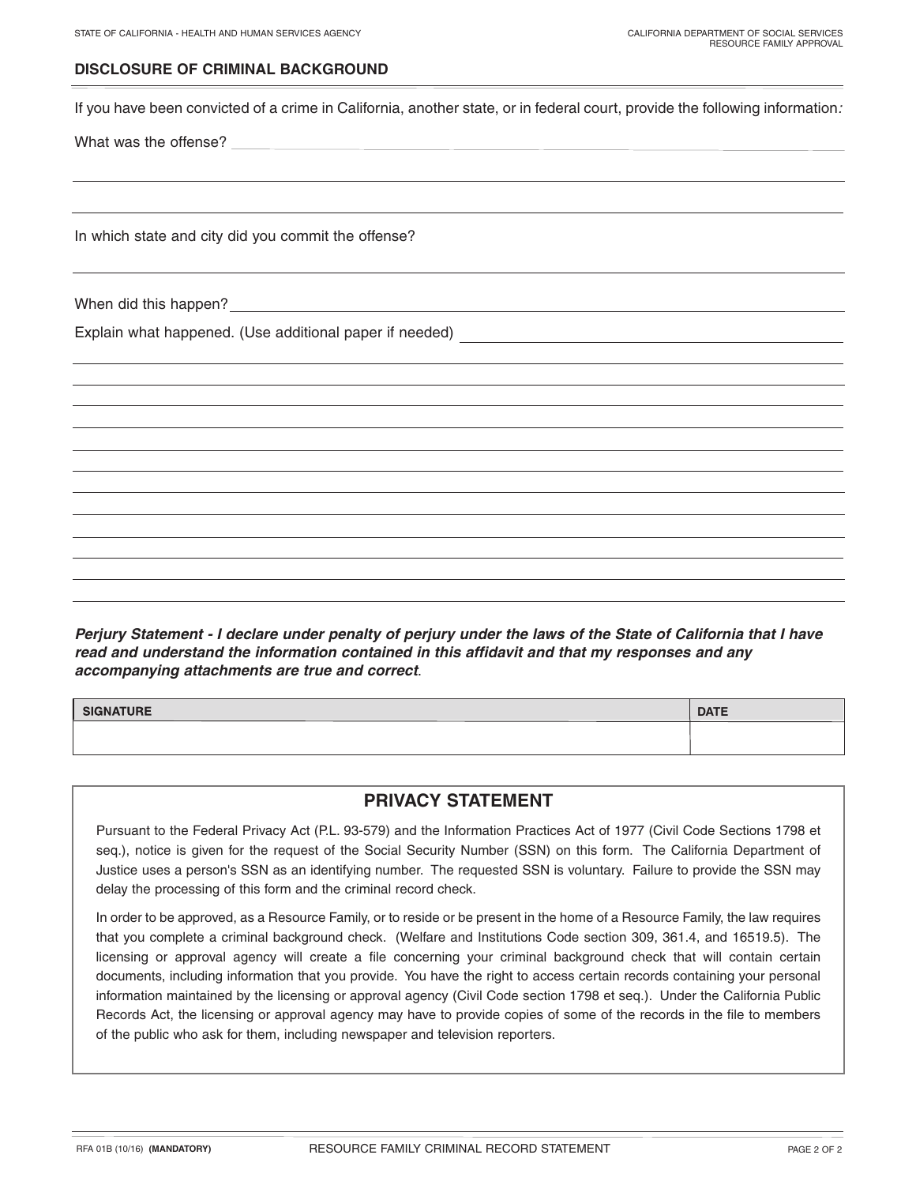## DISCLOSURE OF CRIMINAL BACKGROUND

If you have been convicted of a crime in California, another state, or in federal court, provide the following information:

What was the offense? ______________________________________________

______________________________________________

______________________________________________

In which state and city did you commit the offense?

______________________________________________

When did this happen? ______________________________________________

Explain what happened. (Use additional paper if needed) ______________________________________________

______________________________________________

______________________________________________

______________________________________________

______________________________________________

______________________________________________

______________________________________________

______________________________________________

______________________________________________

______________________________________________

______________________________________________

______________________________________________

***Perjury Statement - I declare under penalty of perjury under the laws of the State of California that I have read and understand the information contained in this affidavit and that my responses and any accompanying attachments are true and correct.***

| SIGNATURE | DATE |
|---|---|
| | |

## PRIVACY STATEMENT

Pursuant to the Federal Privacy Act (P.L. 93-579) and the Information Practices Act of 1977 (Civil Code Sections 1798 et seq.), notice is given for the request of the Social Security Number (SSN) on this form. The California Department of Justice uses a person's SSN as an identifying number. The requested SSN is voluntary. Failure to provide the SSN may delay the processing of this form and the criminal record check.

In order to be approved, as a Resource Family, or to reside or be present in the home of a Resource Family, the law requires that you complete a criminal background check. (Welfare and Institutions Code section 309, 361.4, and 16519.5). The licensing or approval agency will create a file concerning your criminal background check that will contain certain documents, including information that you provide. You have the right to access certain records containing your personal information maintained by the licensing or approval agency (Civil Code section 1798 et seq.). Under the California Public Records Act, the licensing or approval agency may have to provide copies of some of the records in the file to members of the public who ask for them, including newspaper and television reporters.